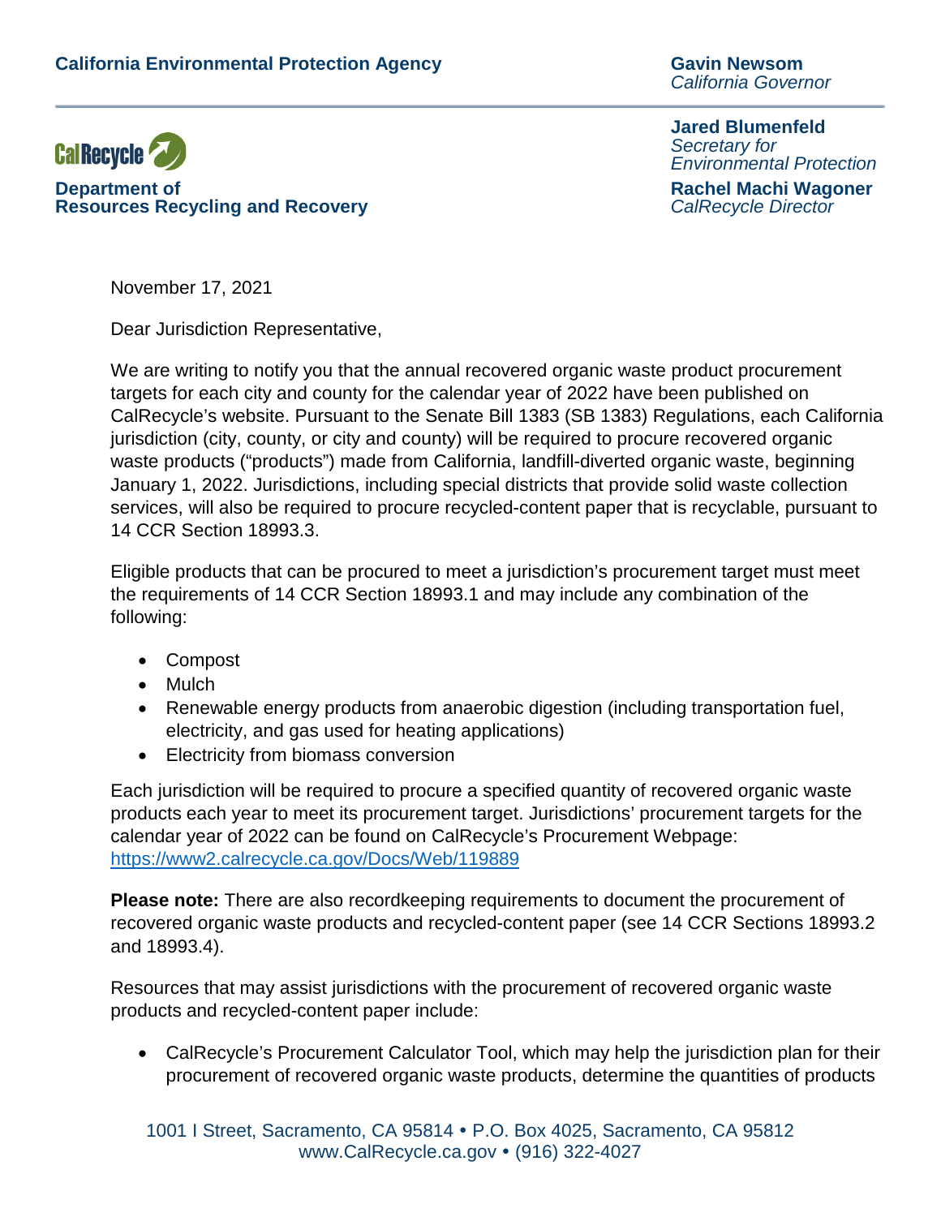**California Environmental Protection Agency**

**Gavin Newsom**
*California Governor*

**CalRecycle**

**Department of Resources Recycling and Recovery**

**Jared Blumenfeld**
*Secretary for Environmental Protection*

**Rachel Machi Wagoner**
*CalRecycle Director*

November 17, 2021

Dear Jurisdiction Representative,

We are writing to notify you that the annual recovered organic waste product procurement targets for each city and county for the calendar year of 2022 have been published on CalRecycle's website. Pursuant to the Senate Bill 1383 (SB 1383) Regulations, each California jurisdiction (city, county, or city and county) will be required to procure recovered organic waste products ("products") made from California, landfill-diverted organic waste, beginning January 1, 2022. Jurisdictions, including special districts that provide solid waste collection services, will also be required to procure recycled-content paper that is recyclable, pursuant to 14 CCR Section 18993.3.

Eligible products that can be procured to meet a jurisdiction's procurement target must meet the requirements of 14 CCR Section 18993.1 and may include any combination of the following:

- Compost
- Mulch
- Renewable energy products from anaerobic digestion (including transportation fuel, electricity, and gas used for heating applications)
- Electricity from biomass conversion

Each jurisdiction will be required to procure a specified quantity of recovered organic waste products each year to meet its procurement target. Jurisdictions' procurement targets for the calendar year of 2022 can be found on CalRecycle's Procurement Webpage: [https://www2.calrecycle.ca.gov/Docs/Web/119889](https://www2.calrecycle.ca.gov/Docs/Web/119889)

**Please note:** There are also recordkeeping requirements to document the procurement of recovered organic waste products and recycled-content paper (see 14 CCR Sections 18993.2 and 18993.4).

Resources that may assist jurisdictions with the procurement of recovered organic waste products and recycled-content paper include:

- CalRecycle's Procurement Calculator Tool, which may help the jurisdiction plan for their procurement of recovered organic waste products, determine the quantities of products

1001 I Street, Sacramento, CA 95814 • P.O. Box 4025, Sacramento, CA 95812
www.CalRecycle.ca.gov • (916) 322-4027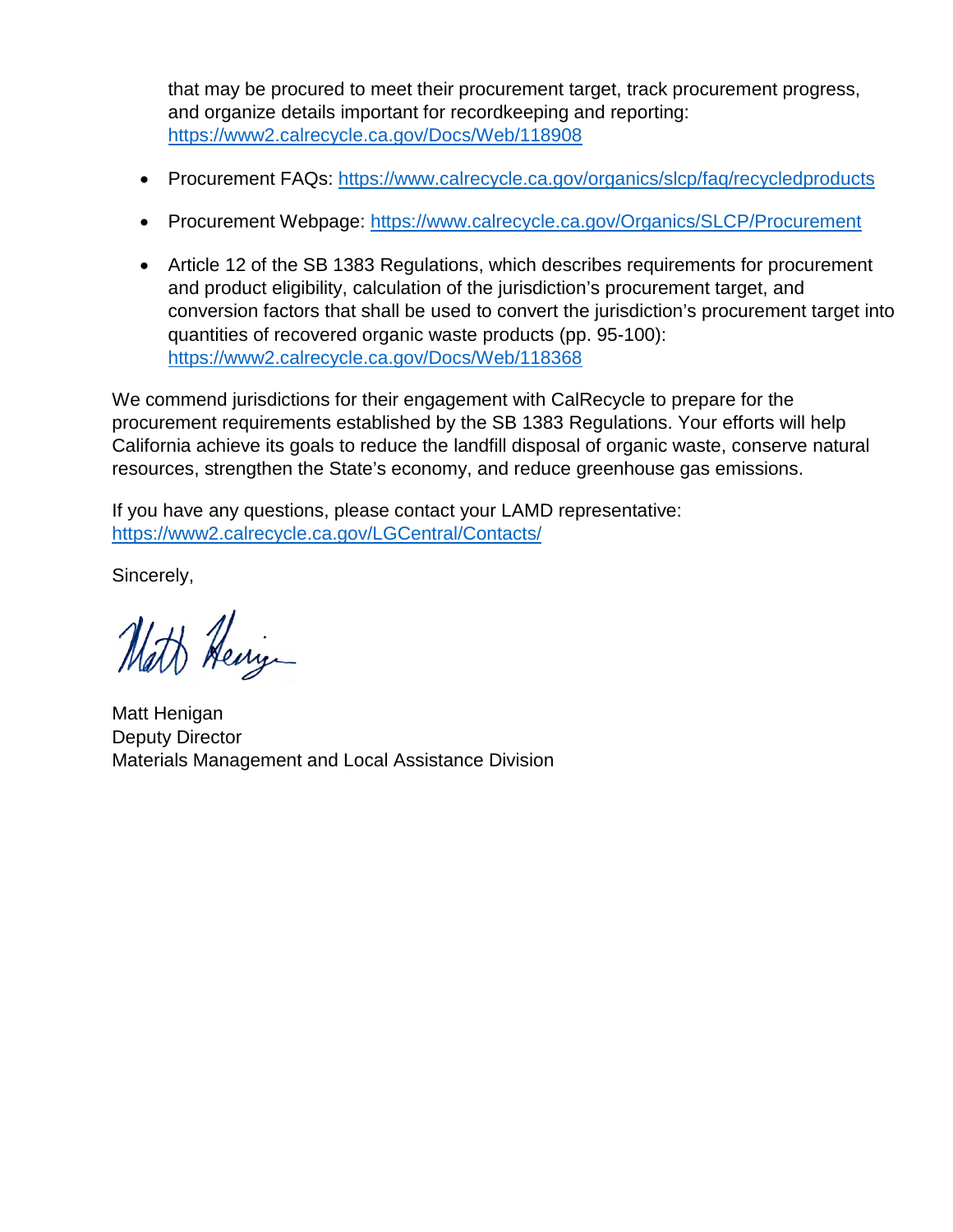that may be procured to meet their procurement target, track procurement progress, and organize details important for recordkeeping and reporting: https://www2.calrecycle.ca.gov/Docs/Web/118908

- Procurement FAQs: https://www.calrecycle.ca.gov/organics/slcp/faq/recycledproducts
- Procurement Webpage: https://www.calrecycle.ca.gov/Organics/SLCP/Procurement
- Article 12 of the SB 1383 Regulations, which describes requirements for procurement and product eligibility, calculation of the jurisdiction's procurement target, and conversion factors that shall be used to convert the jurisdiction's procurement target into quantities of recovered organic waste products (pp. 95-100): https://www2.calrecycle.ca.gov/Docs/Web/118368

We commend jurisdictions for their engagement with CalRecycle to prepare for the procurement requirements established by the SB 1383 Regulations. Your efforts will help California achieve its goals to reduce the landfill disposal of organic waste, conserve natural resources, strengthen the State's economy, and reduce greenhouse gas emissions.

If you have any questions, please contact your LAMD representative: https://www2.calrecycle.ca.gov/LGCentral/Contacts/

Sincerely,

Matt Henigan
Deputy Director
Materials Management and Local Assistance Division